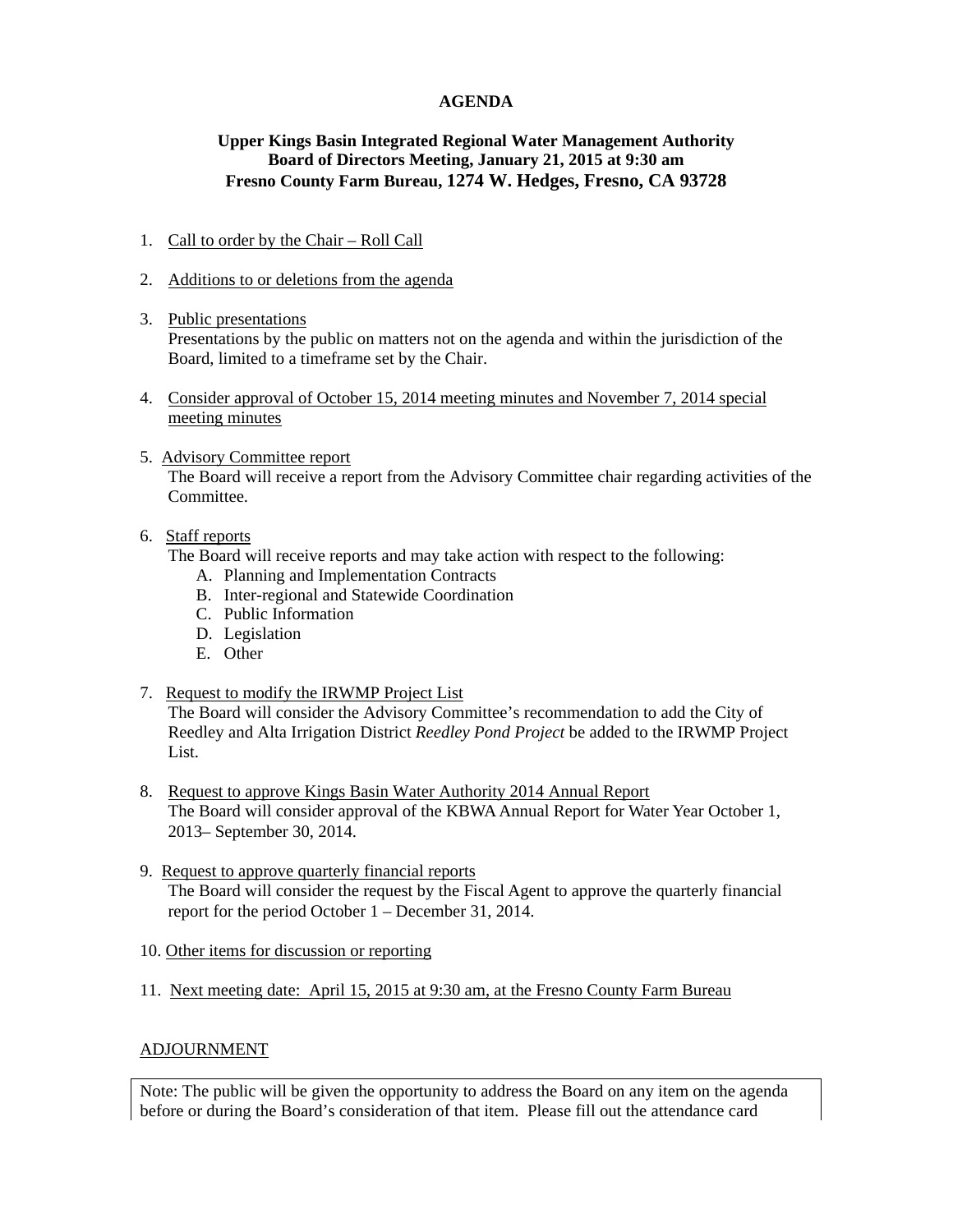# AGENDA

**Upper Kings Basin Integrated Regional Water Management Authority**
**Board of Directors Meeting, January 21, 2015 at 9:30 am**
**Fresno County Farm Bureau, 1274 W. Hedges, Fresno, CA 93728**

1. Call to order by the Chair – Roll Call

2. Additions to or deletions from the agenda

3. Public presentations
   Presentations by the public on matters not on the agenda and within the jurisdiction of the Board, limited to a timeframe set by the Chair.

4. Consider approval of October 15, 2014 meeting minutes and November 7, 2014 special meeting minutes

5. Advisory Committee report
   The Board will receive a report from the Advisory Committee chair regarding activities of the Committee.

6. Staff reports
   The Board will receive reports and may take action with respect to the following:
   A. Planning and Implementation Contracts
   B. Inter-regional and Statewide Coordination
   C. Public Information
   D. Legislation
   E. Other

7. Request to modify the IRWMP Project List
   The Board will consider the Advisory Committee's recommendation to add the City of Reedley and Alta Irrigation District *Reedley Pond Project* be added to the IRWMP Project List.

8. Request to approve Kings Basin Water Authority 2014 Annual Report
   The Board will consider approval of the KBWA Annual Report for Water Year October 1, 2013– September 30, 2014.

9. Request to approve quarterly financial reports
   The Board will consider the request by the Fiscal Agent to approve the quarterly financial report for the period October 1 – December 31, 2014.

10. Other items for discussion or reporting

11. Next meeting date: April 15, 2015 at 9:30 am, at the Fresno County Farm Bureau

ADJOURNMENT

Note: The public will be given the opportunity to address the Board on any item on the agenda before or during the Board's consideration of that item. Please fill out the attendance card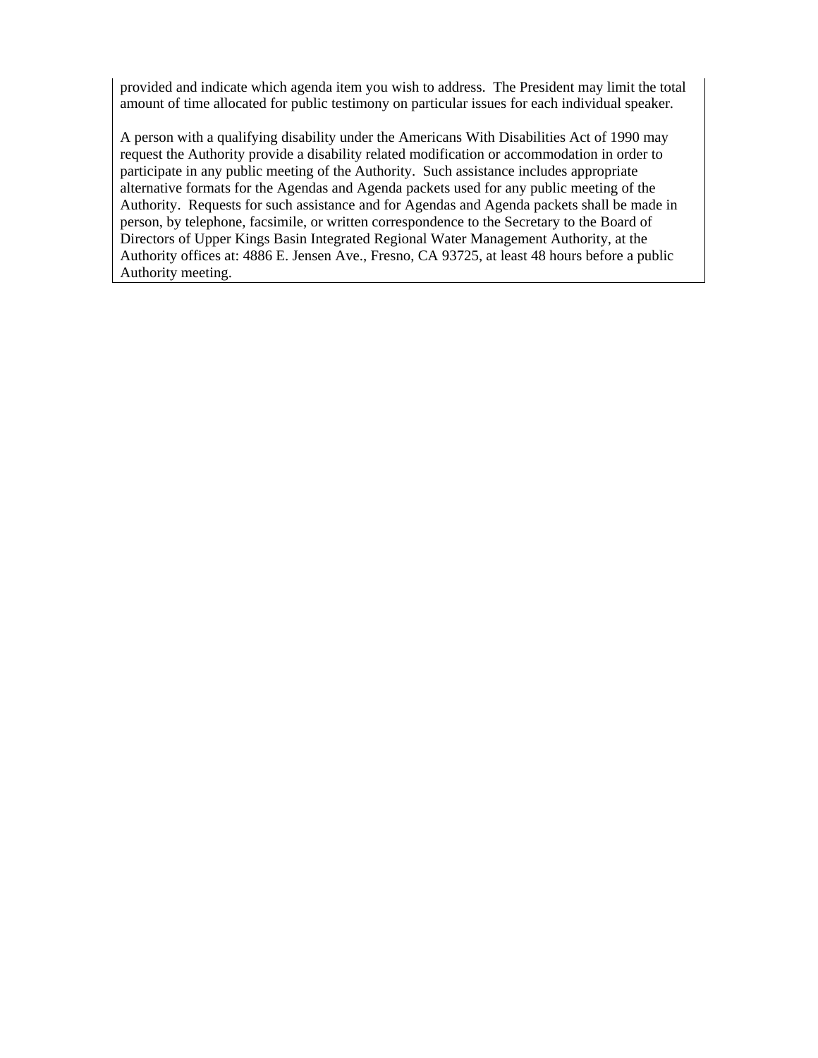provided and indicate which agenda item you wish to address. The President may limit the total amount of time allocated for public testimony on particular issues for each individual speaker.

A person with a qualifying disability under the Americans With Disabilities Act of 1990 may request the Authority provide a disability related modification or accommodation in order to participate in any public meeting of the Authority. Such assistance includes appropriate alternative formats for the Agendas and Agenda packets used for any public meeting of the Authority. Requests for such assistance and for Agendas and Agenda packets shall be made in person, by telephone, facsimile, or written correspondence to the Secretary to the Board of Directors of Upper Kings Basin Integrated Regional Water Management Authority, at the Authority offices at: 4886 E. Jensen Ave., Fresno, CA 93725, at least 48 hours before a public Authority meeting.